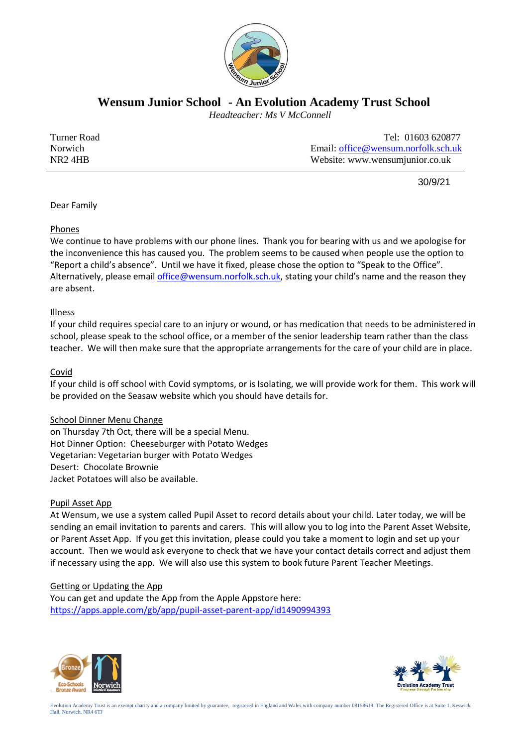# Wensum Junior School - An Evolution Academy Trust School

*Headteacher: Ms V McConnell*

Turner Road
Norwich
NR2 4HB

Tel: 01603 620877
Email: office@wensum.norfolk.sch.uk
Website: www.wensumjunior.co.uk

30/9/21

Dear Family

<u>Phones</u>

We continue to have problems with our phone lines. Thank you for bearing with us and we apologise for the inconvenience this has caused you. The problem seems to be caused when people use the option to "Report a child's absence". Until we have it fixed, please chose the option to "Speak to the Office". Alternatively, please email office@wensum.norfolk.sch.uk, stating your child's name and the reason they are absent.

<u>Illness</u>

If your child requires special care to an injury or wound, or has medication that needs to be administered in school, please speak to the school office, or a member of the senior leadership team rather than the class teacher. We will then make sure that the appropriate arrangements for the care of your child are in place.

<u>Covid</u>

If your child is off school with Covid symptoms, or is Isolating, we will provide work for them. This work will be provided on the Seasaw website which you should have details for.

<u>School Dinner Menu Change</u>

on Thursday 7th Oct, there will be a special Menu.
Hot Dinner Option: Cheeseburger with Potato Wedges
Vegetarian: Vegetarian burger with Potato Wedges
Desert: Chocolate Brownie
Jacket Potatoes will also be available.

<u>Pupil Asset App</u>

At Wensum, we use a system called Pupil Asset to record details about your child. Later today, we will be sending an email invitation to parents and carers. This will allow you to log into the Parent Asset Website, or Parent Asset App. If you get this invitation, please could you take a moment to login and set up your account. Then we would ask everyone to check that we have your contact details correct and adjust them if necessary using the app. We will also use this system to book future Parent Teacher Meetings.

<u>Getting or Updating the App</u>

You can get and update the App from the Apple Appstore here:
https://apps.apple.com/gb/app/pupil-asset-parent-app/id1490994393

Evolution Academy Trust is an exempt charity and a company limited by guarantee, registered in England and Wales with company number 08158619. The Registered Office is at Suite 1, Keswick Hall, Norwich. NR4 6TJ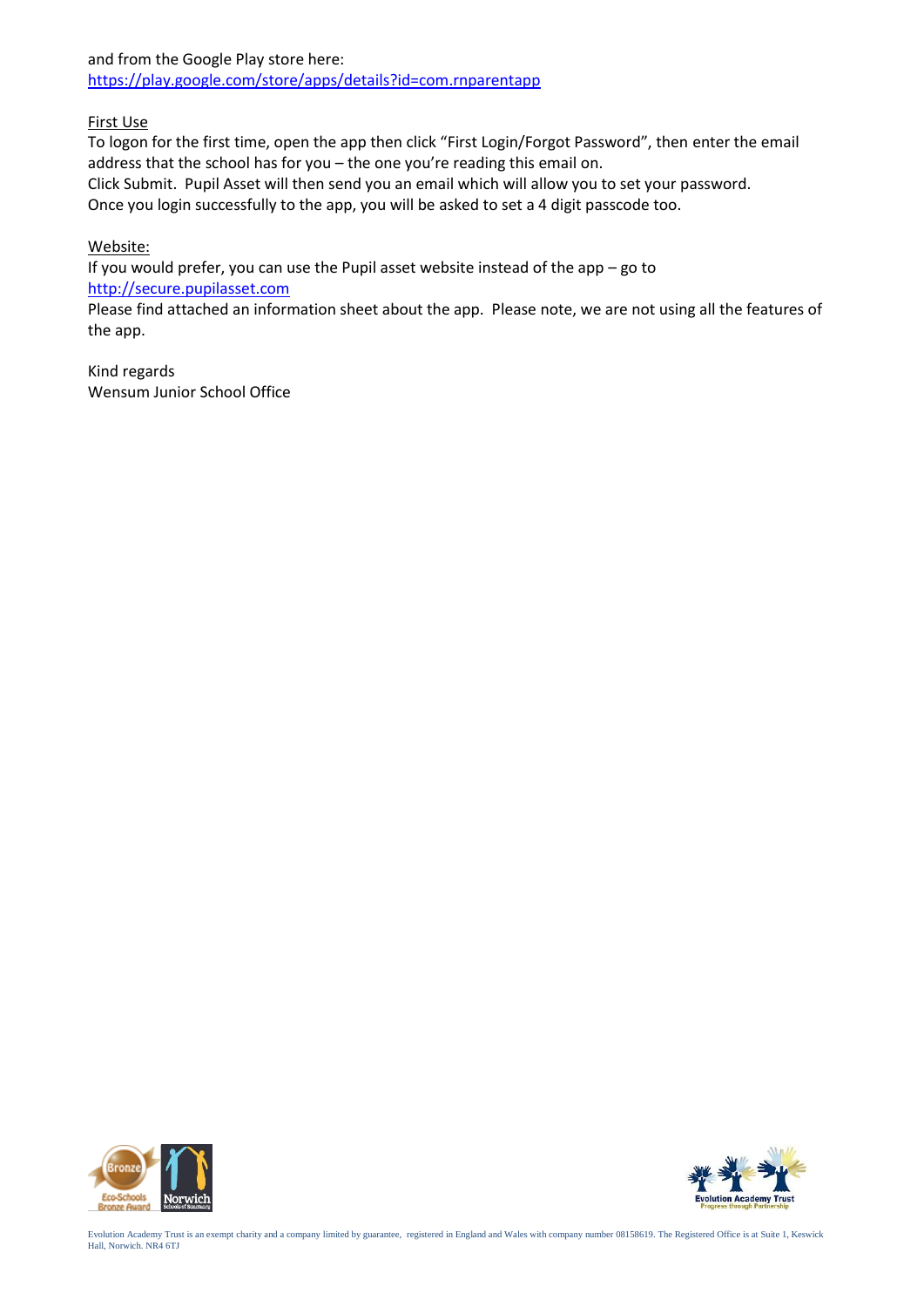and from the Google Play store here:
https://play.google.com/store/apps/details?id=com.rnparentapp

First Use

To logon for the first time, open the app then click "First Login/Forgot Password", then enter the email address that the school has for you – the one you're reading this email on.

Click Submit. Pupil Asset will then send you an email which will allow you to set your password.

Once you login successfully to the app, you will be asked to set a 4 digit passcode too.

Website:

If you would prefer, you can use the Pupil asset website instead of the app – go to http://secure.pupilasset.com

Please find attached an information sheet about the app. Please note, we are not using all the features of the app.

Kind regards

Wensum Junior School Office

Evolution Academy Trust is an exempt charity and a company limited by guarantee, registered in England and Wales with company number 08158619. The Registered Office is at Suite 1, Keswick Hall, Norwich. NR4 6TJ